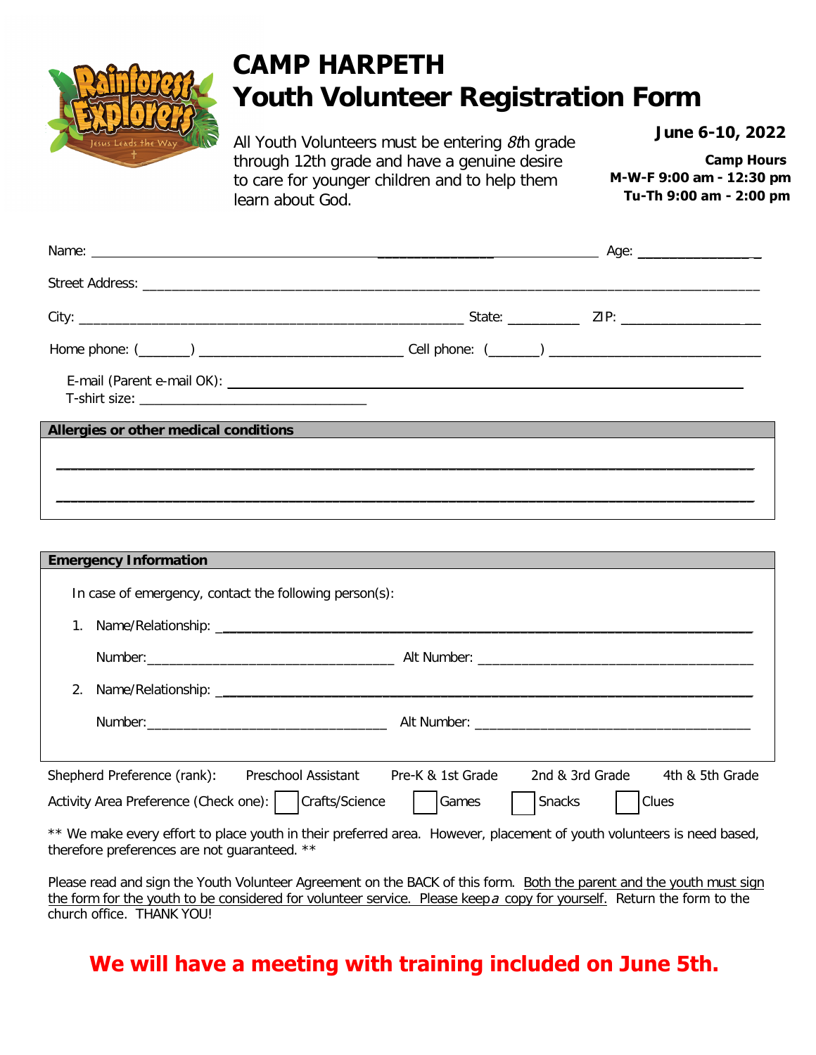# CAMP HARPETH
# Youth Volunteer Registration Form

All Youth Volunteers must be entering *8th* grade through 12th grade and have a genuine desire to care for younger children and to help them learn about God.

**June 6-10, 2022**

**Camp Hours**
**M-W-F 9:00 am - 12:30 pm**
**Tu-Th 9:00 am - 2:00 pm**

Name: ______________________________________________ Age: ______________

Street Address: ____________________________________________________________

City: __________________________________________ State: _________ ZIP: ______________

Home phone: (_______) ________________________ Cell phone: (_______) __________________________

E-mail (Parent e-mail OK): ____________________________________________________________

T-shirt size: ____________________________

**Allergies or other medical conditions**

______________________________________________________________________________

______________________________________________________________________________

**Emergency Information**

In case of emergency, contact the following person(s):

1. Name/Relationship: ______________________________________________________________

   Number: ______________________________ Alt Number: __________________________________

2. Name/Relationship: ______________________________________________________________

   Number: ______________________________ Alt Number: __________________________________

Shepherd Preference (rank): Preschool Assistant Pre-K & 1st Grade 2nd & 3rd Grade 4th & 5th Grade

Activity Area Preference (Check one): ☐ Crafts/Science ☐ Games ☐ Snacks ☐ Clues

** We make every effort to place youth in their preferred area. However, placement of youth volunteers is need based, therefore preferences are not guaranteed. **

Please read and sign the Youth Volunteer Agreement on the BACK of this form. Both the parent and the youth must sign the form for the youth to be considered for volunteer service. Please keep *a* copy for yourself. Return the form to the church office. THANK YOU!

**We will have a meeting with training included on June 5th.**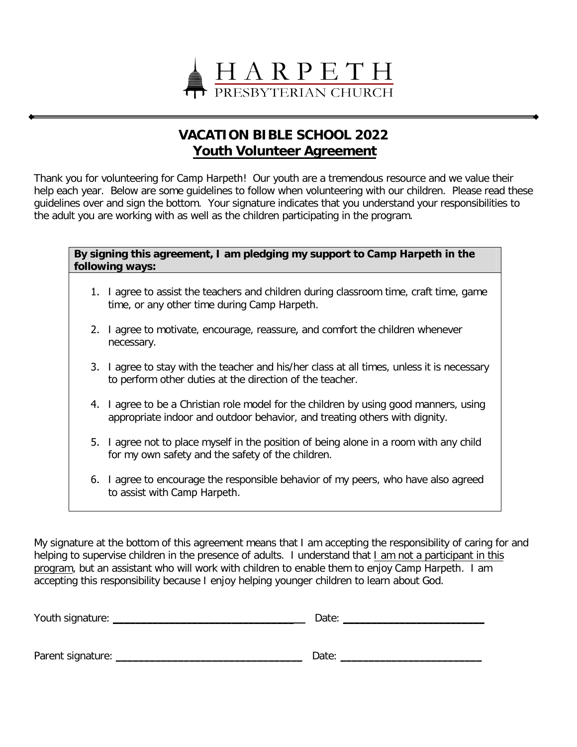HARPETH
PRESBYTERIAN CHURCH

## VACATION BIBLE SCHOOL 2022
## Youth Volunteer Agreement

Thank you for volunteering for Camp Harpeth! Our youth are a tremendous resource and we value their help each year. Below are some guidelines to follow when volunteering with our children. Please read these guidelines over and sign the bottom. Your signature indicates that you understand your responsibilities to the adult you are working with as well as the children participating in the program.

**By signing this agreement, I am pledging my support to Camp Harpeth in the following ways:**

1. I agree to assist the teachers and children during classroom time, craft time, game time, or any other time during Camp Harpeth.
2. I agree to motivate, encourage, reassure, and comfort the children whenever necessary.
3. I agree to stay with the teacher and his/her class at all times, unless it is necessary to perform other duties at the direction of the teacher.
4. I agree to be a Christian role model for the children by using good manners, using appropriate indoor and outdoor behavior, and treating others with dignity.
5. I agree not to place myself in the position of being alone in a room with any child for my own safety and the safety of the children.
6. I agree to encourage the responsible behavior of my peers, who have also agreed to assist with Camp Harpeth.

My signature at the bottom of this agreement means that I am accepting the responsibility of caring for and helping to supervise children in the presence of adults. I understand that I am not a participant in this program, but an assistant who will work with children to enable them to enjoy Camp Harpeth. I am accepting this responsibility because I enjoy helping younger children to learn about God.

Youth signature: ________________________________ Date: ________________________

Parent signature: ________________________________ Date: ________________________